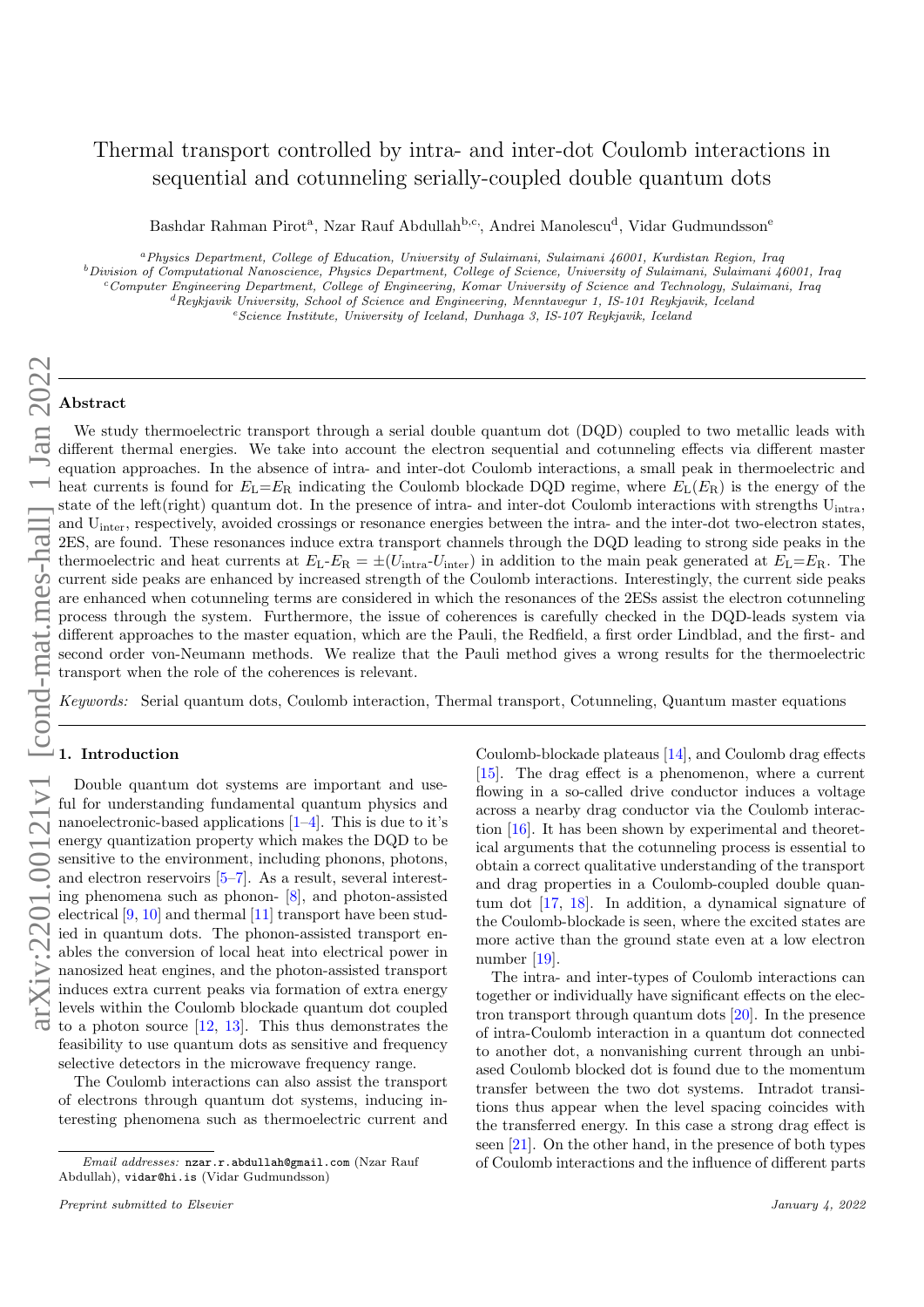# Thermal transport controlled by intra- and inter-dot Coulomb interactions in sequential and cotunneling serially-coupled double quantum dots

Bashdar Rahman Pirot[a], Nzar Rauf Abdullah[b,c,], Andrei Manolescu[d], Vidar Gudmundsson[e]

[a] *Physics Department, College of Education, University of Sulaimani, Sulaimani 46001, Kurdistan Region, Iraq*
[b] *Division of Computational Nanoscience, Physics Department, College of Science, University of Sulaimani, Sulaimani 46001, Iraq*
[c] *Computer Engineering Department, College of Engineering, Komar University of Science and Technology, Sulaimani, Iraq*
[d] *Reykjavik University, School of Science and Engineering, Menntavegur 1, IS-101 Reykjavik, Iceland*
[e] *Science Institute, University of Iceland, Dunhaga 3, IS-107 Reykjavik, Iceland*

## Abstract

We study thermoelectric transport through a serial double quantum dot (DQD) coupled to two metallic leads with different thermal energies. We take into account the electron sequential and cotunneling effects via different master equation approaches. In the absence of intra- and inter-dot Coulomb interactions, a small peak in thermoelectric and heat currents is found for $E_{\rm L}$=$E_{\rm R}$ indicating the Coulomb blockade DQD regime, where $E_{\rm L}$($E_{\rm R}$) is the energy of the state of the left(right) quantum dot. In the presence of intra- and inter-dot Coulomb interactions with strengths $U_{\rm intra}$, and $U_{\rm inter}$, respectively, avoided crossings or resonance energies between the intra- and the inter-dot two-electron states, 2ES, are found. These resonances induce extra transport channels through the DQD leading to strong side peaks in the thermoelectric and heat currents at $E_{\rm L}$-$E_{\rm R}$ = $\pm$($U_{\rm intra}$-$U_{\rm inter}$) in addition to the main peak generated at $E_{\rm L}$=$E_{\rm R}$. The current side peaks are enhanced by increased strength of the Coulomb interactions. Interestingly, the current side peaks are enhanced when cotunneling terms are considered in which the resonances of the 2ESs assist the electron cotunneling process through the system. Furthermore, the issue of coherences is carefully checked in the DQD-leads system via different approaches to the master equation, which are the Pauli, the Redfield, a first order Lindblad, and the first- and second order von-Neumann methods. We realize that the Pauli method gives a wrong results for the thermoelectric transport when the role of the coherences is relevant.

*Keywords:* Serial quantum dots, Coulomb interaction, Thermal transport, Cotunneling, Quantum master equations

## 1. Introduction

Double quantum dot systems are important and useful for understanding fundamental quantum physics and nanoelectronic-based applications [1–4]. This is due to it's energy quantization property which makes the DQD to be sensitive to the environment, including phonons, photons, and electron reservoirs [5–7]. As a result, several interesting phenomena such as phonon- [8], and photon-assisted electrical [9, 10] and thermal [11] transport have been studied in quantum dots. The phonon-assisted transport enables the conversion of local heat into electrical power in nanosized heat engines, and the photon-assisted transport induces extra current peaks via formation of extra energy levels within the Coulomb blockade quantum dot coupled to a photon source [12, 13]. This thus demonstrates the feasibility to use quantum dots as sensitive and frequency selective detectors in the microwave frequency range.

The Coulomb interactions can also assist the transport of electrons through quantum dot systems, inducing interesting phenomena such as thermoelectric current and Coulomb-blockade plateaus [14], and Coulomb drag effects [15]. The drag effect is a phenomenon, where a current flowing in a so-called drive conductor induces a voltage across a nearby drag conductor via the Coulomb interaction [16]. It has been shown by experimental and theoretical arguments that the cotunneling process is essential to obtain a correct qualitative understanding of the transport and drag properties in a Coulomb-coupled double quantum dot [17, 18]. In addition, a dynamical signature of the Coulomb-blockade is seen, where the excited states are more active than the ground state even at a low electron number [19].

The intra- and inter-types of Coulomb interactions can together or individually have significant effects on the electron transport through quantum dots [20]. In the presence of intra-Coulomb interaction in a quantum dot connected to another dot, a nonvanishing current through an unbiased Coulomb blocked dot is found due to the momentum transfer between the two dot systems. Intradot transitions thus appear when the level spacing coincides with the transferred energy. In this case a strong drag effect is seen [21]. On the other hand, in the presence of both types of Coulomb interactions and the influence of different parts

*Email addresses:* nzar.r.abdullah@gmail.com (Nzar Rauf Abdullah), vidar@hi.is (Vidar Gudmundsson)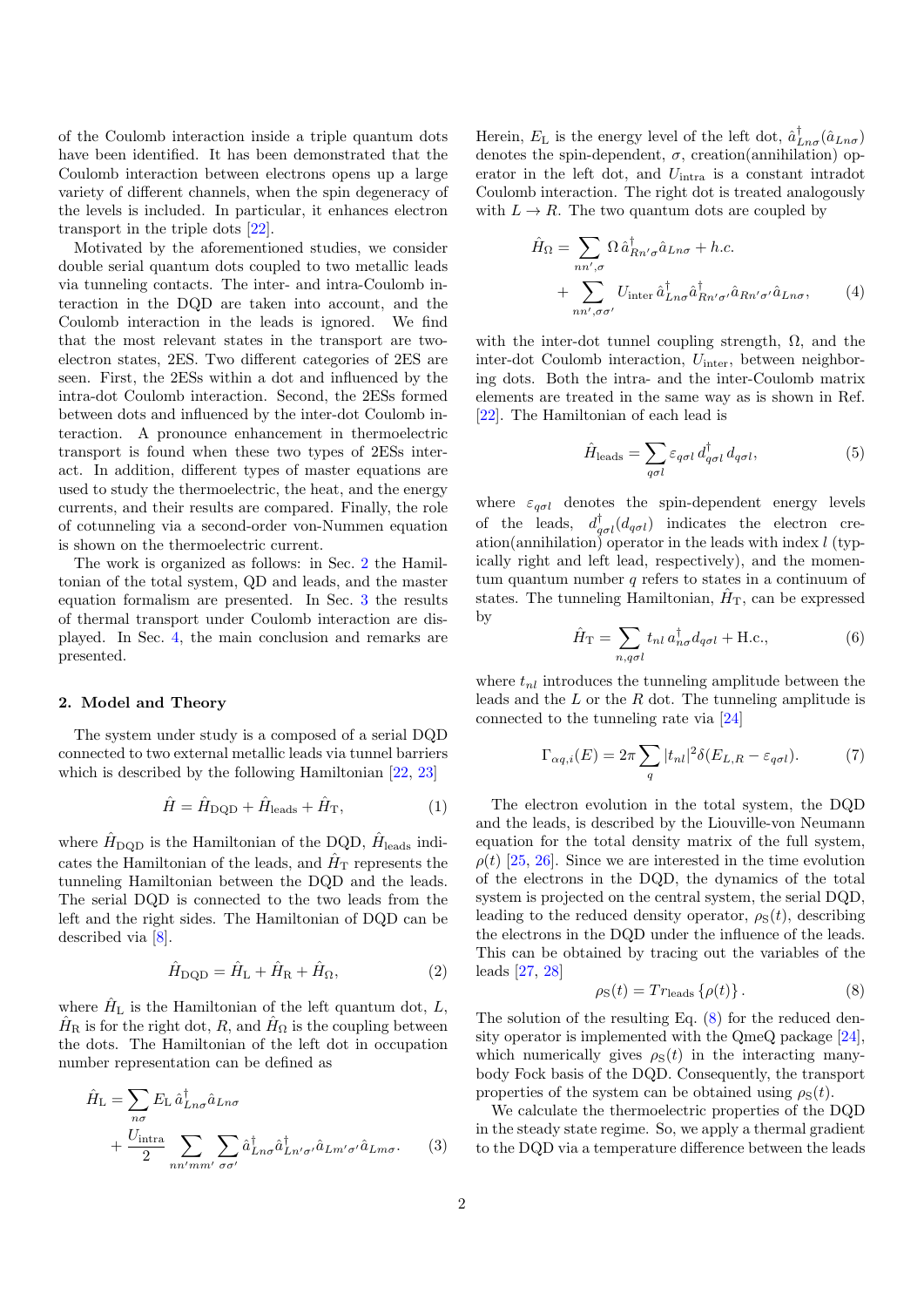of the Coulomb interaction inside a triple quantum dots have been identified. It has been demonstrated that the Coulomb interaction between electrons opens up a large variety of different channels, when the spin degeneracy of the levels is included. In particular, it enhances electron transport in the triple dots [22].

Motivated by the aforementioned studies, we consider double serial quantum dots coupled to two metallic leads via tunneling contacts. The inter- and intra-Coulomb interaction in the DQD are taken into account, and the Coulomb interaction in the leads is ignored. We find that the most relevant states in the transport are two-electron states, 2ES. Two different categories of 2ES are seen. First, the 2ESs within a dot and influenced by the intra-dot Coulomb interaction. Second, the 2ESs formed between dots and influenced by the inter-dot Coulomb interaction. A pronounce enhancement in thermoelectric transport is found when these two types of 2ESs interact. In addition, different types of master equations are used to study the thermoelectric, the heat, and the energy currents, and their results are compared. Finally, the role of cotunneling via a second-order von-Nummen equation is shown on the thermoelectric current.

The work is organized as follows: in Sec. 2 the Hamiltonian of the total system, QD and leads, and the master equation formalism are presented. In Sec. 3 the results of thermal transport under Coulomb interaction are displayed. In Sec. 4, the main conclusion and remarks are presented.

## 2. Model and Theory

The system under study is a composed of a serial DQD connected to two external metallic leads via tunnel barriers which is described by the following Hamiltonian [22, 23]

$$\hat{H} = \hat{H}_{\rm DQD} + \hat{H}_{\rm leads} + \hat{H}_{\rm T}, \tag{1}$$

where $\hat{H}_{\rm DQD}$ is the Hamiltonian of the DQD, $\hat{H}_{\rm leads}$ indicates the Hamiltonian of the leads, and $\hat{H}_{\rm T}$ represents the tunneling Hamiltonian between the DQD and the leads. The serial DQD is connected to the two leads from the left and the right sides. The Hamiltonian of DQD can be described via [8].

$$\hat{H}_{\rm DQD} = \hat{H}_{\rm L} + \hat{H}_{\rm R} + \hat{H}_{\Omega}, \tag{2}$$

where $\hat{H}_{\rm L}$ is the Hamiltonian of the left quantum dot, $L$, $\hat{H}_{\rm R}$ is for the right dot, $R$, and $\hat{H}_{\Omega}$ is the coupling between the dots. The Hamiltonian of the left dot in occupation number representation can be defined as

$$\hat{H}_{\rm L} = \sum_{n\sigma} E_{\rm L}\, \hat{a}^{\dagger}_{Ln\sigma} \hat{a}_{Ln\sigma} + \frac{U_{\rm intra}}{2} \sum_{nn'mm'} \sum_{\sigma\sigma'} \hat{a}^{\dagger}_{Ln\sigma} \hat{a}^{\dagger}_{Ln'\sigma'} \hat{a}_{Lm'\sigma'} \hat{a}_{Lm\sigma}. \tag{3}$$

Herein, $E_{\rm L}$ is the energy level of the left dot, $\hat{a}^{\dagger}_{Ln\sigma}(\hat{a}_{Ln\sigma})$ denotes the spin-dependent, $\sigma$, creation(annihilation) operator in the left dot, and $U_{\rm intra}$ is a constant intradot Coulomb interaction. The right dot is treated analogously with $L \to R$. The two quantum dots are coupled by

$$\hat{H}_{\Omega} = \sum_{nn',\sigma} \Omega\, \hat{a}^{\dagger}_{Rn'\sigma} \hat{a}_{Ln\sigma} + h.c. + \sum_{nn',\sigma\sigma'} U_{\rm inter}\, \hat{a}^{\dagger}_{Ln\sigma} \hat{a}^{\dagger}_{Rn'\sigma'} \hat{a}_{Rn'\sigma'} \hat{a}_{Ln\sigma}, \tag{4}$$

with the inter-dot tunnel coupling strength, $\Omega$, and the inter-dot Coulomb interaction, $U_{\rm inter}$, between neighboring dots. Both the intra- and the inter-Coulomb matrix elements are treated in the same way as is shown in Ref. [22]. The Hamiltonian of each lead is

$$\hat{H}_{\rm leads} = \sum_{q\sigma l} \varepsilon_{q\sigma l}\, d^{\dagger}_{q\sigma l}\, d_{q\sigma l}, \tag{5}$$

where $\varepsilon_{q\sigma l}$ denotes the spin-dependent energy levels of the leads, $d^{\dagger}_{q\sigma l}(d_{q\sigma l})$ indicates the electron creation(annihilation) operator in the leads with index $l$ (typically right and left lead, respectively), and the momentum quantum number $q$ refers to states in a continuum of states. The tunneling Hamiltonian, $\hat{H}_{\rm T}$, can be expressed by

$$\hat{H}_{\rm T} = \sum_{n,q\sigma l} t_{nl}\, a^{\dagger}_{n\sigma} d_{q\sigma l} + \text{H.c.}, \tag{6}$$

where $t_{nl}$ introduces the tunneling amplitude between the leads and the $L$ or the $R$ dot. The tunneling amplitude is connected to the tunneling rate via [24]

$$\Gamma_{\alpha q,i}(E) = 2\pi \sum_{q} |t_{nl}|^2 \delta(E_{L,R} - \varepsilon_{q\sigma l}). \tag{7}$$

The electron evolution in the total system, the DQD and the leads, is described by the Liouville-von Neumann equation for the total density matrix of the full system, $\rho(t)$ [25, 26]. Since we are interested in the time evolution of the electrons in the DQD, the dynamics of the total system is projected on the central system, the serial DQD, leading to the reduced density operator, $\rho_{\rm S}(t)$, describing the electrons in the DQD under the influence of the leads. This can be obtained by tracing out the variables of the leads [27, 28]

$$\rho_{\rm S}(t) = Tr_{\rm leads}\left\{\rho(t)\right\}. \tag{8}$$

The solution of the resulting Eq. (8) for the reduced density operator is implemented with the QmeQ package [24], which numerically gives $\rho_{\rm S}(t)$ in the interacting many-body Fock basis of the DQD. Consequently, the transport properties of the system can be obtained using $\rho_{\rm S}(t)$.

We calculate the thermoelectric properties of the DQD in the steady state regime. So, we apply a thermal gradient to the DQD via a temperature difference between the leads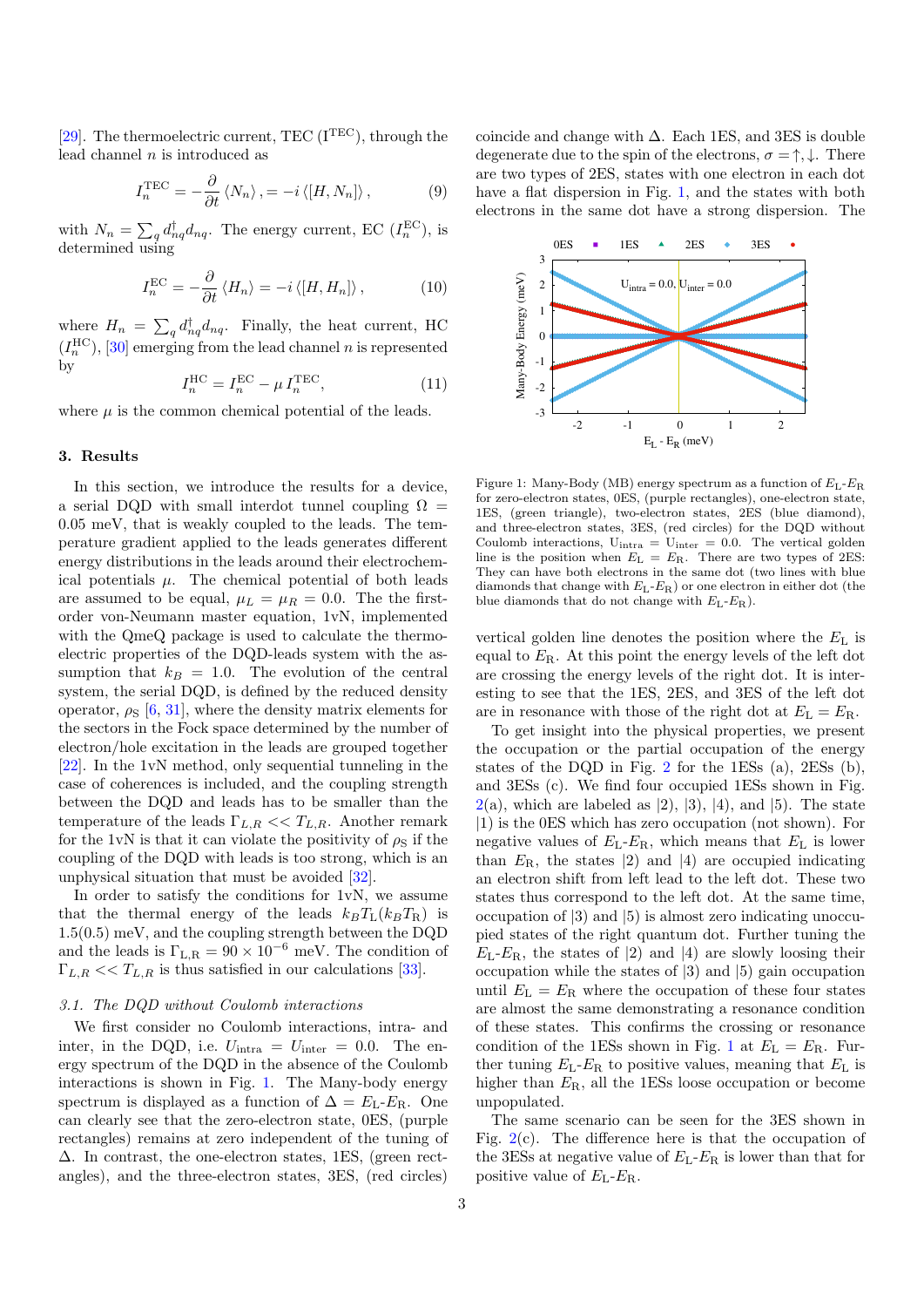[29]. The thermoelectric current, TEC ($I^{\rm TEC}$), through the lead channel $n$ is introduced as

$$I_n^{\rm TEC} = -\frac{\partial}{\partial t}\langle N_n\rangle, = -i\,\langle [H, N_n]\rangle\,, \tag{9}$$

with $N_n = \sum_q d_{nq}^{\dagger} d_{nq}$. The energy current, EC ($I_n^{\rm EC}$), is determined using

$$I_n^{\rm EC} = -\frac{\partial}{\partial t}\langle H_n\rangle = -i\,\langle [H, H_n]\rangle\,, \tag{10}$$

where $H_n = \sum_q d_{nq}^{\dagger} d_{nq}$. Finally, the heat current, HC ($I_n^{\rm HC}$), [30] emerging from the lead channel $n$ is represented by

$$I_n^{\rm HC} = I_n^{\rm EC} - \mu\, I_n^{\rm TEC}, \tag{11}$$

where $\mu$ is the common chemical potential of the leads.

## 3. Results

In this section, we introduce the results for a device, a serial DQD with small interdot tunnel coupling $\Omega = 0.05$ meV, that is weakly coupled to the leads. The temperature gradient applied to the leads generates different energy distributions in the leads around their electrochemical potentials $\mu$. The chemical potential of both leads are assumed to be equal, $\mu_L = \mu_R = 0.0$. The the first-order von-Neumann master equation, 1vN, implemented with the QmeQ package is used to calculate the thermoelectric properties of the DQD-leads system with the assumption that $k_B = 1.0$. The evolution of the central system, the serial DQD, is defined by the reduced density operator, $\rho_{\rm S}$ [6, 31], where the density matrix elements for the sectors in the Fock space determined by the number of electron/hole excitation in the leads are grouped together [22]. In the 1vN method, only sequential tunneling in the case of coherences is included, and the coupling strength between the DQD and leads has to be smaller than the temperature of the leads $\Gamma_{L,R} << T_{L,R}$. Another remark for the 1vN is that it can violate the positivity of $\rho_{\rm S}$ if the coupling of the DQD with leads is too strong, which is an unphysical situation that must be avoided [32].

In order to satisfy the conditions for 1vN, we assume that the thermal energy of the leads $k_B T_{\rm L}(k_B T_{\rm R})$ is 1.5(0.5) meV, and the coupling strength between the DQD and the leads is $\Gamma_{\rm L,R} = 90\times10^{-6}$ meV. The condition of $\Gamma_{L,R} << T_{L,R}$ is thus satisfied in our calculations [33].

### 3.1. The DQD without Coulomb interactions

We first consider no Coulomb interactions, intra- and inter, in the DQD, i.e. $U_{\rm intra} = U_{\rm inter} = 0.0$. The energy spectrum of the DQD in the absence of the Coulomb interactions is shown in Fig. 1. The Many-body energy spectrum is displayed as a function of $\Delta = E_{\rm L}$-$E_{\rm R}$. One can clearly see that the zero-electron state, 0ES, (purple rectangles) remains at zero independent of the tuning of $\Delta$. In contrast, the one-electron states, 1ES, (green rectangles), and the three-electron states, 3ES, (red circles) coincide and change with $\Delta$. Each 1ES, and 3ES is double degenerate due to the spin of the electrons, $\sigma = \uparrow, \downarrow$. There are two types of 2ES, states with one electron in each dot have a flat dispersion in Fig. 1, and the states with both electrons in the same dot have a strong dispersion. The

Figure 1: Many-Body (MB) energy spectrum as a function of $E_{\rm L}$-$E_{\rm R}$ for zero-electron states, 0ES, (purple rectangles), one-electron state, 1ES, (green triangle), two-electron states, 2ES (blue diamond), and three-electron states, 3ES, (red circles) for the DQD without Coulomb interactions, $U_{\rm intra} = U_{\rm inter} = 0.0$. The vertical golden line is the position when $E_{\rm L} = E_{\rm R}$. There are two types of 2ES: They can have both electrons in the same dot (two lines with blue diamonds that change with $E_{\rm L}$-$E_{\rm R}$) or one electron in either dot (the blue diamonds that do not change with $E_{\rm L}$-$E_{\rm R}$).

vertical golden line denotes the position where the $E_{\rm L}$ is equal to $E_{\rm R}$. At this point the energy levels of the left dot are crossing the energy levels of the right dot. It is interesting to see that the 1ES, 2ES, and 3ES of the left dot are in resonance with those of the right dot at $E_{\rm L} = E_{\rm R}$.

To get insight into the physical properties, we present the occupation or the partial occupation of the energy states of the DQD in Fig. 2 for the 1ESs (a), 2ESs (b), and 3ESs (c). We find four occupied 1ESs shown in Fig. 2(a), which are labeled as $|2)$, $|3)$, $|4)$, and $|5)$. The state $|1)$ is the 0ES which has zero occupation (not shown). For negative values of $E_{\rm L}$-$E_{\rm R}$, which means that $E_{\rm L}$ is lower than $E_{\rm R}$, the states $|2)$ and $|4)$ are occupied indicating an electron shift from left lead to the left dot. These two states thus correspond to the left dot. At the same time, occupation of $|3)$ and $|5)$ is almost zero indicating unoccupied states of the right quantum dot. Further tuning the $E_{\rm L}$-$E_{\rm R}$, the states of $|2)$ and $|4)$ are slowly loosing their occupation while the states of $|3)$ and $|5)$ gain occupation until $E_{\rm L} = E_{\rm R}$ where the occupation of these four states are almost the same demonstrating a resonance condition of these states. This confirms the crossing or resonance condition of the 1ESs shown in Fig. 1 at $E_{\rm L} = E_{\rm R}$. Further tuning $E_{\rm L}$-$E_{\rm R}$ to positive values, meaning that $E_{\rm L}$ is higher than $E_{\rm R}$, all the 1ESs loose occupation or become unpopulated.

The same scenario can be seen for the 3ES shown in Fig. 2(c). The difference here is that the occupation of the 3ESs at negative value of $E_{\rm L}$-$E_{\rm R}$ is lower than that for positive value of $E_{\rm L}$-$E_{\rm R}$.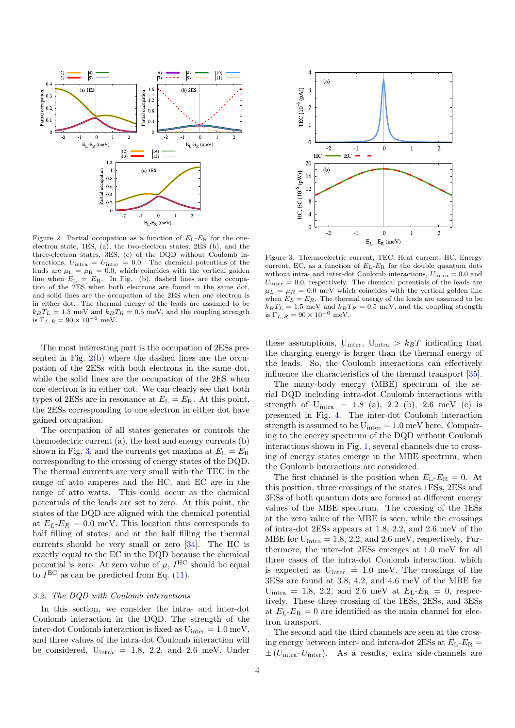Figure 2: Partial occupation as a function of $E_L$-$E_R$ for the one-electron state, 1ES, (a), the two-electron states, 2ES (b), and the three-electron states, 3ES, (c) of the DQD without Coulomb interactions, $U_{\rm intra} = U_{\rm inter} = 0.0$. The chemical potentials of the leads are $\mu_L = \mu_R = 0.0$, which coincides with the vertical golden line when $E_L = E_R$. In Fig. (b), dashed lines are the occupation of the 2ES when both electrons are found in the same dot, and solid lines are the occupation of the 2ES when one electron is in either dot. The thermal energy of the leads are assumed to be $k_BT_L = 1.5$ meV and $k_BT_R = 0.5$ meV, and the coupling strength is $\Gamma_{L,R} = 90 \times 10^{-6}$ meV.

Figure 3: Thermoelectric current, TEC, Heat current, HC, Energy current, EC, as a function of $E_L$-$E_R$ for the double quantum dots without intra- and inter-dot Coulomb interactions, $U_{\rm intra} = 0.0$ and $U_{\rm inter} = 0.0$, respectively. The chemical potentials of the leads are $\mu_L = \mu_R = 0.0$ meV which coincides with the vertical golden line when $E_L = E_R$. The thermal energy of the leads are assumed to be $k_BT_L = 1.5$ meV and $k_BT_R = 0.5$ meV, and the coupling strength is $\Gamma_{L,R} = 90 \times 10^{-6}$ meV.

The most interesting part is the occupation of 2ESs presented in Fig. 2(b) where the dashed lines are the occupation of the 2ESs with both electrons in the same dot, while the solid lines are the occupation of the 2ES when one electron is in either dot. We can clearly see that both types of 2ESs are in resonance at $E_{\rm L} = E_{\rm R}$. At this point, the 2ESs corresponding to one electron in either dot have gained occupation.

The occupation of all states generates or controls the themoelectric current (a), the heat and energy currents (b) shown in Fig. 3, and the currents get maxima at $E_{\rm L} = E_{\rm R}$ corresponding to the crossing of energy states of the DQD. The thermal currents are very small with the TEC in the range of atto amperes and the HC, and EC are in the range of atto watts. This could occur as the chemical potentials of the leads are set to zero. At this point, the states of the DQD are aligned with the chemical potential at $E_L$-$E_R = 0.0$ meV. This location thus corresponds to half filling of states, and at the half filling the thermal currents should be very small or zero [34]. The HC is exactly equal to the EC in the DQD because the chemical potential is zero. At zero value of $\mu$, $I^{\rm HC}$ should be equal to $I^{\rm EC}$ as can be predicted from Eq. (11).

### 3.2. The DQD with Coulomb interactions

In this section, we consider the intra- and inter-dot Coulomb interaction in the DQD. The strength of the inter-dot Coulomb interaction is fixed as $U_{\rm inter} = 1.0$ meV, and three values of the intra-dot Coulomb interaction will be considered, $U_{\rm intra} = 1.8$, 2.2, and 2.6 meV. Under these assumptions, $U_{\rm inter}$, $U_{\rm intra} > k_BT$ indicating that the charging energy is larger than the thermal energy of the leads. So, the Coulomb interactions can effectively influence the characteristics of the thermal transport [35].

The many-body energy (MBE) spectrum of the serial DQD including intra-dot Coulomb interactions with strength of $U_{\rm intra} = 1.8$ (a), 2.2 (b), 2.6 meV (c) is presented in Fig. 4. The inter-dot Coulomb interaction strength is assumed to be $U_{\rm inter} = 1.0$ meV here. Compairing to the energy spectrum of the DQD without Coulomb interactions shown in Fig. 1, several channels due to crossing of energy states emerge in the MBE spectrum, when the Coulomb interactions are considered.

The first channel is the position when $E_{\rm L}$-$E_{\rm R} = 0$. At this position, three crossings of the states 1ESs, 2ESs and 3ESs of both quantum dots are formed at different energy values of the MBE spectrum. The crossing of the 1ESs at the zero value of the MBE is seen, while the crossings of intra-dot 2ESs appears at 1.8, 2.2, and 2.6 meV of the MBE for $U_{\rm intra} = 1.8$, 2.2, and 2.6 meV, respectively. Furthermore, the inter-dot 2ESs emerges at 1.0 meV for all three cases of the intra-dot Coulomb interaction, which is expected as $U_{\rm inter} = 1.0$ meV. The crossings of the 3ESs are found at 3.8, 4.2, and 4.6 meV of the MBE for $U_{\rm intra} = 1.8$, 2.2, and 2.6 meV at $E_{\rm L}$-$E_{\rm R} = 0$, respectively. These three crossing of the 1ESs, 2ESs, and 3ESs at $E_{\rm L}$-$E_{\rm R} = 0$ are identified as the main channel for electron transport.

The second and the third channels are seen at the crossing energy between inter- and intera-dot 2ESs at $E_{\rm L}$-$E_{\rm R} = \pm(U_{\rm intra}$-$U_{\rm inter})$. As a results, extra side-channels are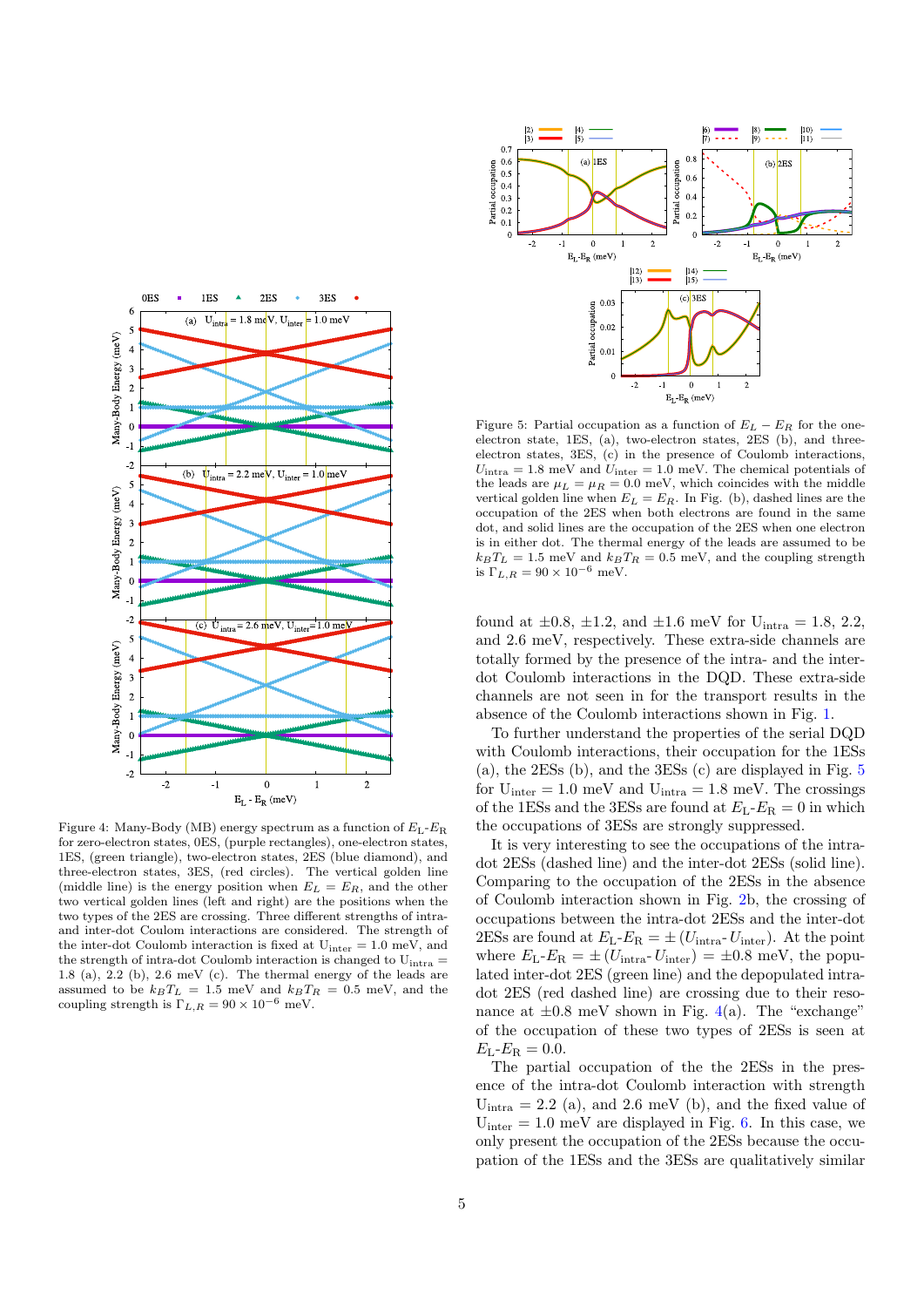Figure 4: Many-Body (MB) energy spectrum as a function of $E_L$-$E_R$ for zero-electron states, 0ES, (purple rectangles), one-electron states, 1ES, (green triangle), two-electron states, 2ES (blue diamond), and three-electron states, 3ES, (red circles). The vertical golden line (middle line) is the energy position when $E_L = E_R$, and the other two vertical golden lines (left and right) are the positions when the two types of the 2ES are crossing. Three different strengths of intra- and inter-dot Coulom interactions are considered. The strength of the inter-dot Coulomb interaction is fixed at $U_{\rm inter} = 1.0$ meV, and the strength of intra-dot Coulomb interaction is changed to $U_{\rm intra} = 1.8$ (a), 2.2 (b), 2.6 meV (c). The thermal energy of the leads are assumed to be $k_BT_L = 1.5$ meV and $k_BT_R = 0.5$ meV, and the coupling strength is $\Gamma_{L,R} = 90 \times 10^{-6}$ meV.

Figure 5: Partial occupation as a function of $E_L - E_R$ for the one-electron state, 1ES, (a), two-electron states, 2ES (b), and three-electron states, 3ES, (c) in the presence of Coulomb interactions, $U_{\rm intra} = 1.8$ meV and $U_{\rm inter} = 1.0$ meV. The chemical potentials of the leads are $\mu_L = \mu_R = 0.0$ meV, which coincides with the middle vertical golden line when $E_L = E_R$. In Fig. (b), dashed lines are the occupation of the 2ES when both electrons are found in the same dot, and solid lines are the occupation of the 2ES when one electron is in either dot. The thermal energy of the leads are assumed to be $k_BT_L = 1.5$ meV and $k_BT_R = 0.5$ meV, and the coupling strength is $\Gamma_{L,R} = 90 \times 10^{-6}$ meV.

found at $\pm 0.8$, $\pm 1.2$, and $\pm 1.6$ meV for $U_{\rm intra} = 1.8$, 2.2, and 2.6 meV, respectively. These extra-side channels are totally formed by the presence of the intra- and the inter-dot Coulomb interactions in the DQD. These extra-side channels are not seen in for the transport results in the absence of the Coulomb interactions shown in Fig. 1.

To further understand the properties of the serial DQD with Coulomb interactions, their occupation for the 1ESs (a), the 2ESs (b), and the 3ESs (c) are displayed in Fig. 5 for $U_{\rm inter} = 1.0$ meV and $U_{\rm intra} = 1.8$ meV. The crossings of the 1ESs and the 3ESs are found at $E_L - E_R = 0$ in which the occupations of 3ESs are strongly suppressed.

It is very interesting to see the occupations of the intra-dot 2ESs (dashed line) and the inter-dot 2ESs (solid line). Comparing to the occupation of the 2ESs in the absence of Coulomb interaction shown in Fig. 2b, the crossing of occupations between the intra-dot 2ESs and the inter-dot 2ESs are found at $E_{\rm L}$-$E_{\rm R} = \pm\,(U_{\rm intra}$-$U_{\rm inter})$. At the point where $E_{\rm L}$-$E_{\rm R} = \pm\,(U_{\rm intra}$-$U_{\rm inter}) = \pm 0.8$ meV, the populated inter-dot 2ES (green line) and the depopulated intra-dot 2ES (red dashed line) are crossing due to their resonance at $\pm 0.8$ meV shown in Fig. 4(a). The "exchange" of the occupation of these two types of 2ESs is seen at $E_{\rm L}$-$E_{\rm R} = 0.0$.

The partial occupation of the the 2ESs in the presence of the intra-dot Coulomb interaction with strength $U_{\rm intra} = 2.2$ (a), and 2.6 meV (b), and the fixed value of $U_{\rm inter} = 1.0$ meV are displayed in Fig. 6. In this case, we only present the occupation of the 2ESs because the occupation of the 1ESs and the 3ESs are qualitatively similar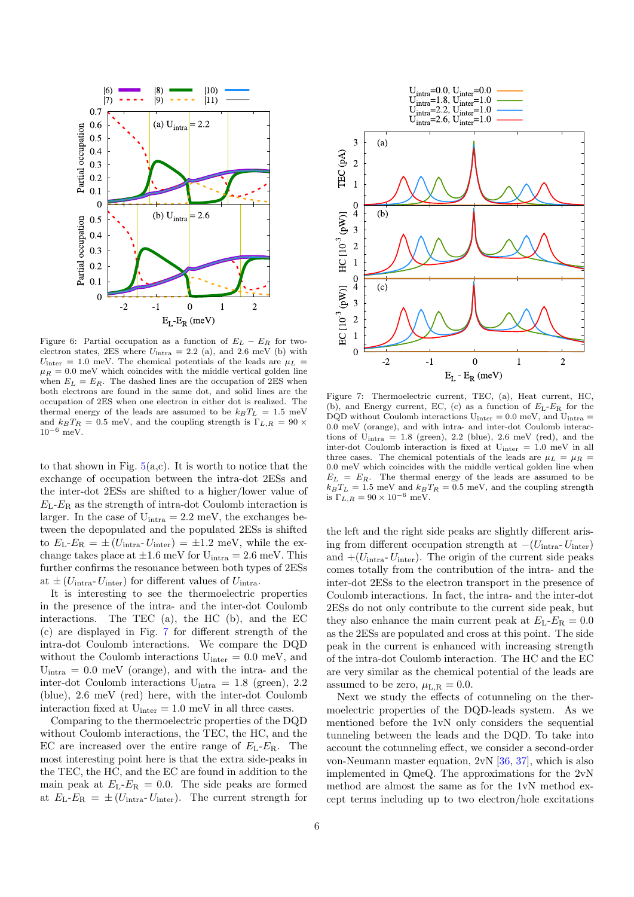Figure 6: Partial occupation as a function of $E_L - E_R$ for two-electron states, 2ES where $U_{\rm intra} = 2.2$ (a), and 2.6 meV (b) with $U_{\rm inter} = 1.0$ meV. The chemical potentials of the leads are $\mu_L = \mu_R = 0.0$ meV which coincides with the middle vertical golden line when $E_L = E_R$. The dashed lines are the occupation of 2ES when both electrons are found in the same dot, and solid lines are the occupation of 2ES when one electron in either dot is realized. The thermal energy of the leads are assumed to be $k_BT_L = 1.5$ meV and $k_BT_R = 0.5$ meV, and the coupling strength is $\Gamma_{L,R} = 90 \times 10^{-6}$ meV.

to that shown in Fig. 5(a,c). It is worth to notice that the exchange of occupation between the intra-dot 2ESs and the inter-dot 2ESs are shifted to a higher/lower value of $E_{\rm L}$-$E_{\rm R}$ as the strength of intra-dot Coulomb interaction is larger. In the case of $\rm U_{intra} = 2.2$ meV, the exchanges between the depopulated and the populated 2ESs is shifted to $E_{\rm L}$-$E_{\rm R} = \pm(\rm U_{intra}$- $\rm U_{inter}) = \pm 1.2$ meV, while the exchange takes place at $\pm 1.6$ meV for $\rm U_{intra} = 2.6$ meV. This further confirms the resonance between both types of 2ESs at $\pm(\rm U_{intra}$- $\rm U_{inter})$ for different values of $\rm U_{intra}$.

It is interesting to see the thermoelectric properties in the presence of the intra- and the inter-dot Coulomb interactions. The TEC (a), the HC (b), and the EC (c) are displayed in Fig. 7 for different strength of the intra-dot Coulomb interactions. We compare the DQD without the Coulomb interactions $\rm U_{inter} = 0.0$ meV, and $\rm U_{intra} = 0.0$ meV (orange), and with the intra- and the inter-dot Coulomb interactions $\rm U_{intra} = 1.8$ (green), 2.2 (blue), 2.6 meV (red) here, with the inter-dot Coulomb interaction fixed at $\rm U_{inter} = 1.0$ meV in all three cases.

Comparing to the thermoelectric properties of the DQD without Coulomb interactions, the TEC, the HC, and the EC are increased over the entire range of $E_{\rm L}$-$E_{\rm R}$. The most interesting point here is that the extra side-peaks in the TEC, the HC, and the EC are found in addition to the main peak at $E_{\rm L}$-$E_{\rm R} = 0.0$. The side peaks are formed at $E_{\rm L}$-$E_{\rm R} = \pm(\rm U_{intra}$- $\rm U_{inter})$. The current strength for

Figure 7: Thermoelectric current, TEC, (a), Heat current, HC, (b), and Energy current, EC, (c) as a function of $E_{\rm L}$-$E_{\rm R}$ for the DQD without Coulomb interactions $\rm U_{inter} = 0.0$ meV, and $\rm U_{intra} = 0.0$ meV (orange), and with intra- and inter-dot Coulomb interactions of $\rm U_{intra} = 1.8$ (green), 2.2 (blue), 2.6 meV (red), and the inter-dot Coulomb interaction is fixed at $\rm U_{inter} = 1.0$ meV in all three cases. The chemical potentials of the leads are $\mu_L = \mu_R = 0.0$ meV which coincides with the middle vertical golden line when $E_L = E_R$. The thermal energy of the leads are assumed to be $k_BT_L = 1.5$ meV and $k_BT_R = 0.5$ meV, and the coupling strength is $\Gamma_{L,R} = 90 \times 10^{-6}$ meV.

the left and the right side peaks are slightly different arising from different occupation strength at $-(\rm U_{intra}$- $\rm U_{inter})$ and $+(\rm U_{intra}$- $\rm U_{inter})$. The origin of the current side peaks comes totally from the contribution of the intra- and the inter-dot 2ESs to the electron transport in the presence of Coulomb interactions. In fact, the intra- and the inter-dot 2ESs do not only contribute to the current side peak, but they also enhance the main current peak at $E_{\rm L}$-$E_{\rm R} = 0.0$ as the 2ESs are populated and cross at this point. The side peak in the current is enhanced with increasing strength of the intra-dot Coulomb interaction. The HC and the EC are very similar as the chemical potential of the leads are assumed to be zero, $\mu_{\rm L,R} = 0.0$.

Next we study the effects of cotunneling on the thermoelectric properties of the DQD-leads system. As we mentioned before the 1vN only considers the sequential tunneling between the leads and the DQD. To take into account the cotunneling effect, we consider a second-order von-Neumann master equation, 2vN [36, 37], which is also implemented in QmeQ. The approximations for the 2vN method are almost the same as for the 1vN method except terms including up to two electron/hole excitations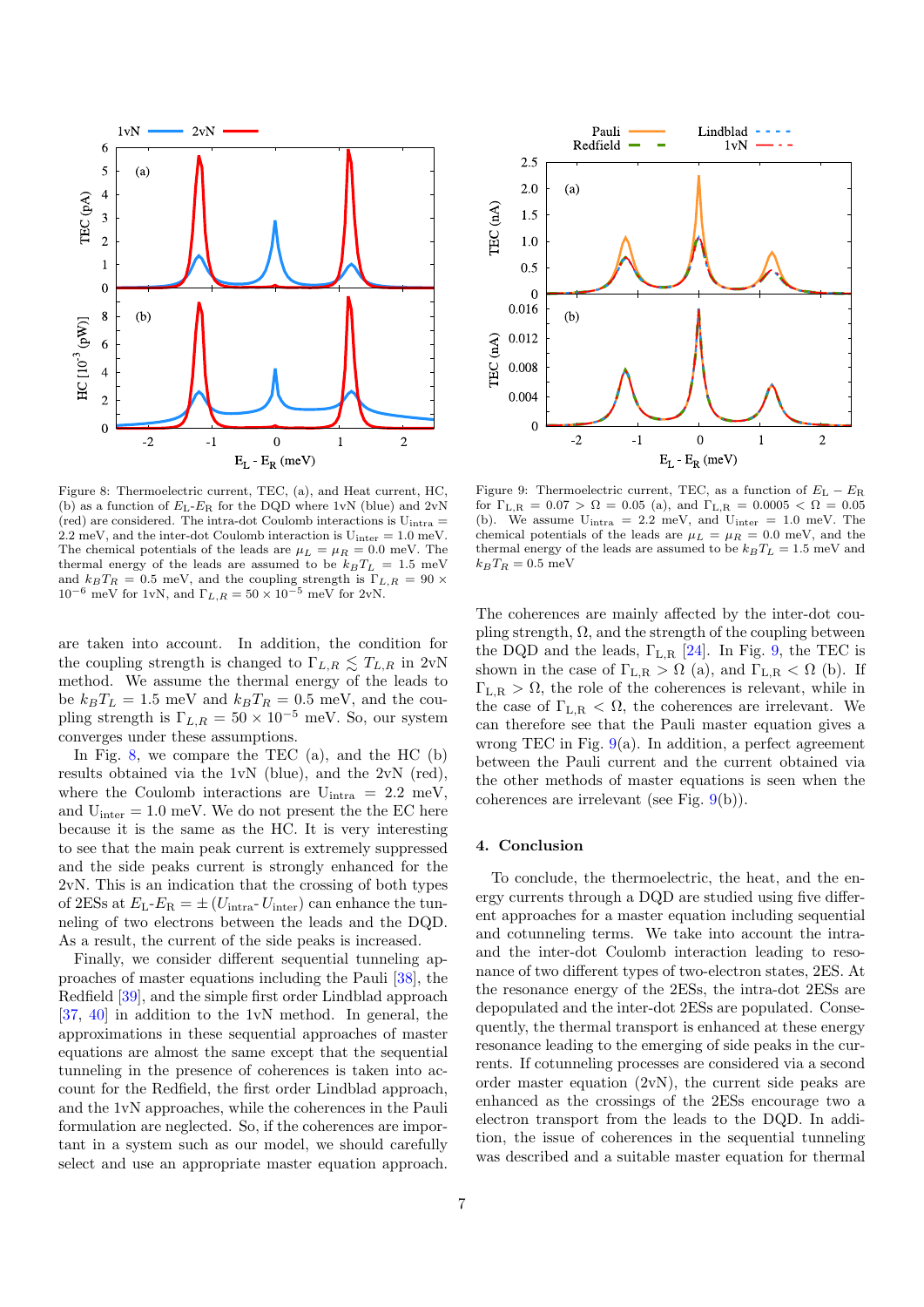Figure 8: Thermoelectric current, TEC, (a), and Heat current, HC, (b) as a function of $E_L$-$E_R$ for the DQD where 1vN (blue) and 2vN (red) are considered. The intra-dot Coulomb interactions is $U_{\rm intra}$ = 2.2 meV, and the inter-dot Coulomb interaction is $U_{\rm inter}$ = 1.0 meV. The chemical potentials of the leads are $\mu_L = \mu_R = 0.0$ meV. The thermal energy of the leads are assumed to be $k_B T_L = 1.5$ meV and $k_B T_R = 0.5$ meV, and the coupling strength is $\Gamma_{L,R} = 90 \times 10^{-6}$ meV for 1vN, and $\Gamma_{L,R} = 50 \times 10^{-5}$ meV for 2vN.

are taken into account. In addition, the condition for the coupling strength is changed to $\Gamma_{L,R} \lesssim T_{L,R}$ in 2vN method. We assume the thermal energy of the leads to be $k_B T_L = 1.5$ meV and $k_B T_R = 0.5$ meV, and the coupling strength is $\Gamma_{L,R} = 50 \times 10^{-5}$ meV. So, our system converges under these assumptions.

In Fig. 8, we compare the TEC (a), and the HC (b) results obtained via the 1vN (blue), and the 2vN (red), where the Coulomb interactions are $U_{\rm intra} = 2.2$ meV, and $U_{\rm inter} = 1.0$ meV. We do not present the the EC here because it is the same as the HC. It is very interesting to see that the main peak current is extremely suppressed and the side peaks current is strongly enhanced for the 2vN. This is an indication that the crossing of both types of 2ESs at $E_L$-$E_R = \pm (U_{\rm intra}$- $U_{\rm inter})$ can enhance the tunneling of two electrons between the leads and the DQD. As a result, the current of the side peaks is increased.

Finally, we consider different sequential tunneling approaches of master equations including the Pauli [38], the Redfield [39], and the simple first order Lindblad approach [37, 40] in addition to the 1vN method. In general, the approximations in these sequential approaches of master equations are almost the same except that the sequential tunneling in the presence of coherences is taken into account for the Redfield, the first order Lindblad approach, and the 1vN approaches, while the coherences in the Pauli formulation are neglected. So, if the coherences are important in a system such as our model, we should carefully select and use an appropriate master equation approach.

Figure 9: Thermoelectric current, TEC, as a function of $E_{\rm L} - E_{\rm R}$ for $\Gamma_{\rm L,R} = 0.07 > \Omega = 0.05$ (a), and $\Gamma_{\rm L,R} = 0.0005 < \Omega = 0.05$ (b). We assume $U_{\rm intra} = 2.2$ meV, and $U_{\rm inter} = 1.0$ meV. The chemical potentials of the leads are $\mu_L = \mu_R = 0.0$ meV, and the thermal energy of the leads are assumed to be $k_B T_L = 1.5$ meV and $k_B T_R = 0.5$ meV

The coherences are mainly affected by the inter-dot coupling strength, $\Omega$, and the strength of the coupling between the DQD and the leads, $\Gamma_{\rm L,R}$ [24]. In Fig. 9, the TEC is shown in the case of $\Gamma_{\rm L,R} > \Omega$ (a), and $\Gamma_{\rm L,R} < \Omega$ (b). If $\Gamma_{\rm L,R} > \Omega$, the role of the coherences is relevant, while in the case of $\Gamma_{\rm L,R} < \Omega$, the coherences are irrelevant. We can therefore see that the Pauli master equation gives a wrong TEC in Fig. 9(a). In addition, a perfect agreement between the Pauli current and the current obtained via the other methods of master equations is seen when the coherences are irrelevant (see Fig. 9(b)).

## 4. Conclusion

To conclude, the thermoelectric, the heat, and the energy currents through a DQD are studied using five different approaches for a master equation including sequential and cotunneling terms. We take into account the intra- and the inter-dot Coulomb interaction leading to resonance of two different types of two-electron states, 2ES. At the resonance energy of the 2ESs, the intra-dot 2ESs are depopulated and the inter-dot 2ESs are populated. Consequently, the thermal transport is enhanced at these energy resonance leading to the emerging of side peaks in the currents. If cotunneling processes are considered via a second order master equation (2vN), the current side peaks are enhanced as the crossings of the 2ESs encourage two a electron transport from the leads to the DQD. In addition, the issue of coherences in the sequential tunneling was described and a suitable master equation for thermal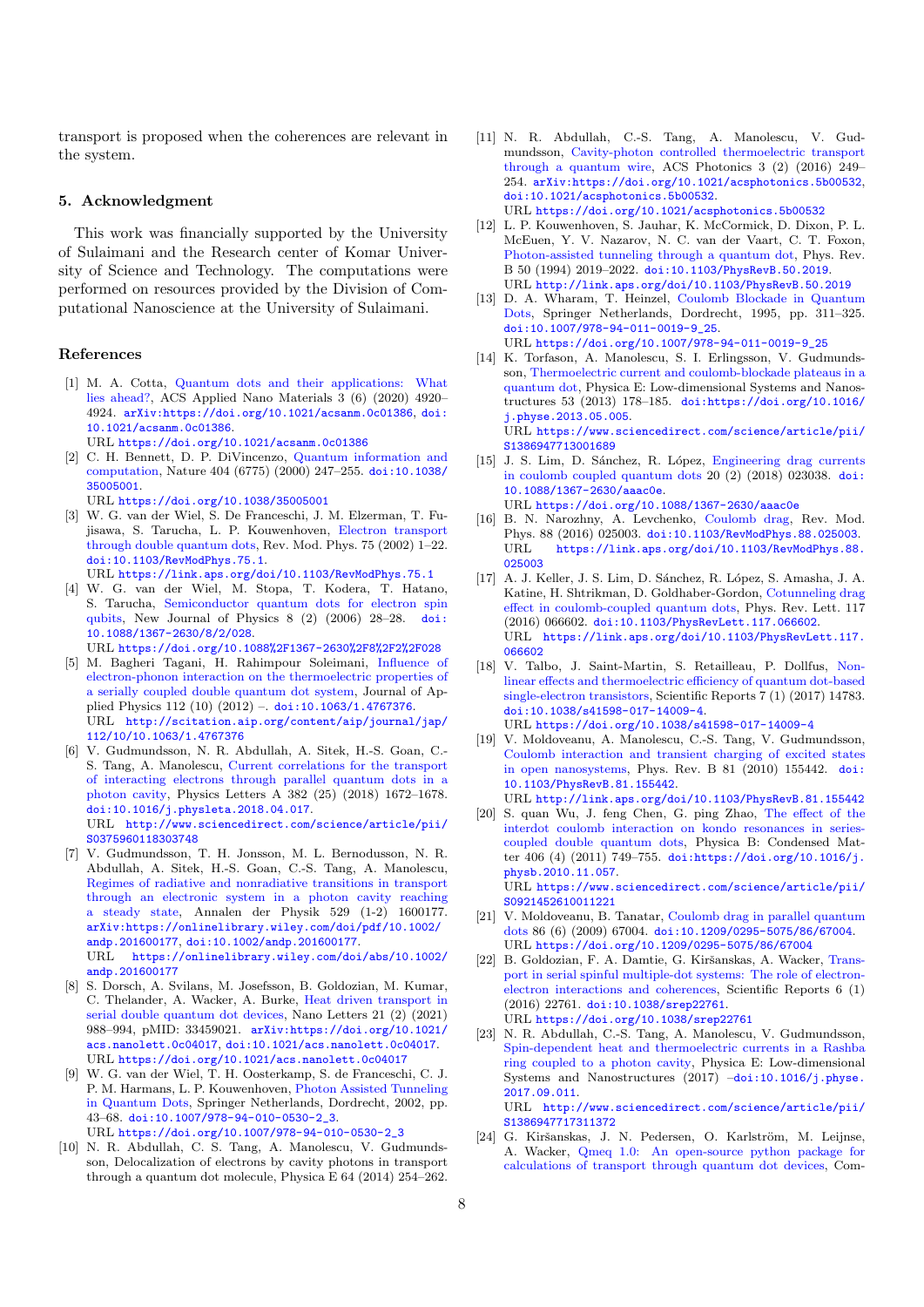transport is proposed when the coherences are relevant in the system.

## 5. Acknowledgment

This work was financially supported by the University of Sulaimani and the Research center of Komar University of Science and Technology. The computations were performed on resources provided by the Division of Computational Nanoscience at the University of Sulaimani.

## References

[1] M. A. Cotta, Quantum dots and their applications: What lies ahead?, ACS Applied Nano Materials 3 (6) (2020) 4920–4924. arXiv:https://doi.org/10.1021/acsanm.0c01386, doi:10.1021/acsanm.0c01386.
URL https://doi.org/10.1021/acsanm.0c01386

[2] C. H. Bennett, D. P. DiVincenzo, Quantum information and computation, Nature 404 (6775) (2000) 247–255. doi:10.1038/35005001.
URL https://doi.org/10.1038/35005001

[3] W. G. van der Wiel, S. De Franceschi, J. M. Elzerman, T. Fujisawa, S. Tarucha, L. P. Kouwenhoven, Electron transport through double quantum dots, Rev. Mod. Phys. 75 (2002) 1–22. doi:10.1103/RevModPhys.75.1.
URL https://link.aps.org/doi/10.1103/RevModPhys.75.1

[4] W. G. van der Wiel, M. Stopa, T. Kodera, T. Hatano, S. Tarucha, Semiconductor quantum dots for electron spin qubits, New Journal of Physics 8 (2) (2006) 28–28. doi:10.1088/1367-2630/8/2/028.
URL https://doi.org/10.1088%2F1367-2630%2F8%2F2%2F028

[5] M. Bagheri Tagani, H. Rahimpour Soleimani, Influence of electron-phonon interaction on the thermoelectric properties of a serially coupled double quantum dot system, Journal of Applied Physics 112 (10) (2012) –. doi:10.1063/1.4767376.
URL http://scitation.aip.org/content/aip/journal/jap/112/10/10.1063/1.4767376

[6] V. Gudmundsson, N. R. Abdullah, A. Sitek, H.-S. Goan, C.-S. Tang, A. Manolescu, Current correlations for the transport of interacting electrons through parallel quantum dots in a photon cavity, Physics Letters A 382 (25) (2018) 1672–1678. doi:10.1016/j.physleta.2018.04.017.
URL http://www.sciencedirect.com/science/article/pii/S0375960118303748

[7] V. Gudmundsson, T. H. Jonsson, M. L. Bernodusson, N. R. Abdullah, A. Sitek, H.-S. Goan, C.-S. Tang, A. Manolescu, Regimes of radiative and nonradiative transitions in transport through an electronic system in a photon cavity reaching a steady state, Annalen der Physik 529 (1-2) (2017) 1600177. arXiv:https://onlinelibrary.wiley.com/doi/pdf/10.1002/andp.201600177, doi:10.1002/andp.201600177.
URL https://onlinelibrary.wiley.com/doi/abs/10.1002/andp.201600177

[8] S. Dorsch, A. Svilans, M. Josefsson, B. Goldozian, M. Kumar, C. Thelander, A. Wacker, A. Burke, Heat driven transport in serial double quantum dot devices, Nano Letters 21 (2) (2021) 988–994, pMID: 33459021. arXiv:https://doi.org/10.1021/acs.nanolett.0c04017, doi:10.1021/acs.nanolett.0c04017.
URL https://doi.org/10.1021/acs.nanolett.0c04017

[9] W. G. van der Wiel, T. H. Oosterkamp, S. de Franceschi, C. J. P. M. Harmans, L. P. Kouwenhoven, Photon Assisted Tunneling in Quantum Dots, Springer Netherlands, Dordrecht, 2002, pp. 43–68. doi:10.1007/978-94-010-0530-2_3.
URL https://doi.org/10.1007/978-94-010-0530-2_3

[10] N. R. Abdullah, C. S. Tang, A. Manolescu, V. Gudmundsson, Delocalization of electrons by cavity photons in transport through a quantum dot molecule, Physica E 64 (2014) 254–262.

[11] N. R. Abdullah, C.-S. Tang, A. Manolescu, V. Gudmundsson, Cavity-photon controlled thermoelectric transport through a quantum wire, ACS Photonics 3 (2) (2016) 249–254. arXiv:https://doi.org/10.1021/acsphotonics.5b00532, doi:10.1021/acsphotonics.5b00532.
URL https://doi.org/10.1021/acsphotonics.5b00532

[12] L. P. Kouwenhoven, S. Jauhar, K. McCormick, D. Dixon, P. L. McEuen, Y. V. Nazarov, N. C. van der Vaart, C. T. Foxon, Photon-assisted tunneling through a quantum dot, Phys. Rev. B 50 (1994) 2019–2022. doi:10.1103/PhysRevB.50.2019.
URL http://link.aps.org/doi/10.1103/PhysRevB.50.2019

[13] D. A. Wharam, T. Heinzel, Coulomb Blockade in Quantum Dots, Springer Netherlands, Dordrecht, 1995, pp. 311–325. doi:10.1007/978-94-011-0019-9_25.
URL https://doi.org/10.1007/978-94-011-0019-9_25

[14] K. Torfason, A. Manolescu, S. I. Erlingsson, V. Gudmundsson, Thermoelectric current and coulomb-blockade plateaus in a quantum dot, Physica E: Low-dimensional Systems and Nanostructures 53 (2013) 178–185. doi:https://doi.org/10.1016/j.physe.2013.05.005.
URL https://www.sciencedirect.com/science/article/pii/S1386947713001689

[15] J. S. Lim, D. Sánchez, R. López, Engineering drag currents in coulomb coupled quantum dots 20 (2) (2018) 023038. doi:10.1088/1367-2630/aaac0e.
URL https://doi.org/10.1088/1367-2630/aaac0e

[16] B. N. Narozhny, A. Levchenko, Coulomb drag, Rev. Mod. Phys. 88 (2016) 025003. doi:10.1103/RevModPhys.88.025003.
URL https://link.aps.org/doi/10.1103/RevModPhys.88.025003

[17] A. J. Keller, J. S. Lim, D. Sánchez, R. López, S. Amasha, J. A. Katine, H. Shtrikman, D. Goldhaber-Gordon, Cotunneling drag effect in coulomb-coupled quantum dots, Phys. Rev. Lett. 117 (2016) 066602. doi:10.1103/PhysRevLett.117.066602.
URL https://link.aps.org/doi/10.1103/PhysRevLett.117.066602

[18] V. Talbo, J. Saint-Martin, S. Retailleau, P. Dollfus, Non-linear effects and thermoelectric efficiency of quantum dot-based single-electron transistors, Scientific Reports 7 (1) (2017) 14783. doi:10.1038/s41598-017-14009-4.
URL https://doi.org/10.1038/s41598-017-14009-4

[19] V. Moldoveanu, A. Manolescu, C.-S. Tang, V. Gudmundsson, Coulomb interaction and transient charging of excited states in open nanosystems, Phys. Rev. B 81 (2010) 155442. doi:10.1103/PhysRevB.81.155442.
URL http://link.aps.org/doi/10.1103/PhysRevB.81.155442

[20] S. quan Wu, J. feng Chen, G. ping Zhao, The effect of the interdot coulomb interaction on kondo resonances in series-coupled double quantum dots, Physica B: Condensed Matter 406 (4) (2011) 749–755. doi:https://doi.org/10.1016/j.physb.2010.11.057.
URL https://www.sciencedirect.com/science/article/pii/S0921452610011221

[21] V. Moldoveanu, B. Tanatar, Coulomb drag in parallel quantum dots 86 (6) (2009) 67004. doi:10.1209/0295-5075/86/67004.
URL https://doi.org/10.1209/0295-5075/86/67004

[22] B. Goldozian, F. A. Damtie, G. Kiršanskas, A. Wacker, Transport in serial spinful multiple-dot systems: The role of electron-electron interactions and coherences, Scientific Reports 6 (1) (2016) 22761. doi:10.1038/srep22761.
URL https://doi.org/10.1038/srep22761

[23] N. R. Abdullah, C.-S. Tang, A. Manolescu, V. Gudmundsson, Spin-dependent heat and thermoelectric currents in a Rashba ring coupled to a photon cavity, Physica E: Low-dimensional Systems and Nanostructures (2017) –doi:10.1016/j.physe.2017.09.011.
URL http://www.sciencedirect.com/science/article/pii/S1386947717311372

[24] G. Kiršanskas, J. N. Pedersen, O. Karlström, M. Leijnse, A. Wacker, Qmeq 1.0: An open-source python package for calculations of transport through quantum dot devices, Com-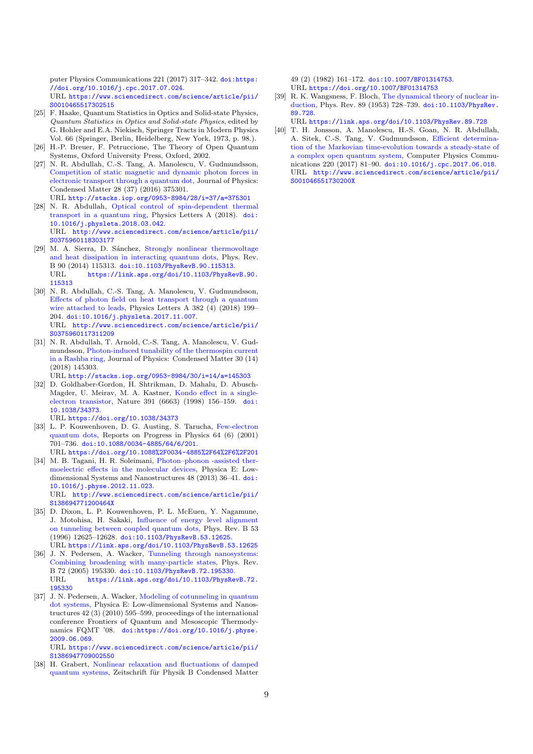puter Physics Communications 221 (2017) 317–342. doi:https://doi.org/10.1016/j.cpc.2017.07.024.
URL https://www.sciencedirect.com/science/article/pii/S0010465517302515

[25] F. Haake, Quantum Statistics in Optics and Solid-state Physics, *Quantum Statistics in Optics and Solid-state Physics*, edited by G. Hohler and E.A. Niekisch, Springer Tracts in Modern Physics Vol. 66 (Springer, Berlin, Heidelberg, New York, 1973, p. 98.).

[26] H.-P. Breuer, F. Petruccione, The Theory of Open Quantum Systems, Oxford University Press, Oxford, 2002.

[27] N. R. Abdullah, C.-S. Tang, A. Manolescu, V. Gudmundsson, Competition of static magnetic and dynamic photon forces in electronic transport through a quantum dot, Journal of Physics: Condensed Matter 28 (37) (2016) 375301.
URL http://stacks.iop.org/0953-8984/28/i=37/a=375301

[28] N. R. Abdullah, Optical control of spin-dependent thermal transport in a quantum ring, Physics Letters A (2018). doi:10.1016/j.physleta.2018.03.042.
URL http://www.sciencedirect.com/science/article/pii/S0375960118303177

[29] M. A. Sierra, D. Sánchez, Strongly nonlinear thermovoltage and heat dissipation in interacting quantum dots, Phys. Rev. B 90 (2014) 115313. doi:10.1103/PhysRevB.90.115313.
URL https://link.aps.org/doi/10.1103/PhysRevB.90.115313

[30] N. R. Abdullah, C.-S. Tang, A. Manolescu, V. Gudmundsson, Effects of photon field on heat transport through a quantum wire attached to leads, Physics Letters A 382 (4) (2018) 199–204. doi:10.1016/j.physleta.2017.11.007.
URL http://www.sciencedirect.com/science/article/pii/S0375960117311209

[31] N. R. Abdullah, T. Arnold, C.-S. Tang, A. Manolescu, V. Gudmundsson, Photon-induced tunability of the thermospin current in a Rashba ring, Journal of Physics: Condensed Matter 30 (14) (2018) 145303.
URL http://stacks.iop.org/0953-8984/30/i=14/a=145303

[32] D. Goldhaber-Gordon, H. Shtrikman, D. Mahalu, D. Abusch-Magder, U. Meirav, M. A. Kastner, Kondo effect in a single-electron transistor, Nature 391 (6663) (1998) 156–159. doi:10.1038/34373.
URL https://doi.org/10.1038/34373

[33] L. P. Kouwenhoven, D. G. Austing, S. Tarucha, Few-electron quantum dots, Reports on Progress in Physics 64 (6) (2001) 701–736. doi:10.1088/0034-4885/64/6/201.
URL https://doi.org/10.1088%2F0034-4885%2F64%2F6%2F201

[34] M. B. Tagani, H. R. Soleimani, Photon–phonon -assisted thermoelectric effects in the molecular devices, Physica E: Low-dimensional Systems and Nanostructures 48 (2013) 36–41. doi:10.1016/j.physe.2012.11.023.
URL http://www.sciencedirect.com/science/article/pii/S138694771200464X

[35] D. Dixon, L. P. Kouwenhoven, P. L. McEuen, Y. Nagamune, J. Motohisa, H. Sakaki, Influence of energy level alignment on tunneling between coupled quantum dots, Phys. Rev. B 53 (1996) 12625–12628. doi:10.1103/PhysRevB.53.12625.
URL https://link.aps.org/doi/10.1103/PhysRevB.53.12625

[36] J. N. Pedersen, A. Wacker, Tunneling through nanosystems: Combining broadening with many-particle states, Phys. Rev. B 72 (2005) 195330. doi:10.1103/PhysRevB.72.195330.
URL https://link.aps.org/doi/10.1103/PhysRevB.72.195330

[37] J. N. Pedersen, A. Wacker, Modeling of cotunneling in quantum dot systems, Physica E: Low-dimensional Systems and Nanostructures 42 (3) (2010) 595–599, proceedings of the international conference Frontiers of Quantum and Mesoscopic Thermodynamics FQMT '08. doi:https://doi.org/10.1016/j.physe.2009.06.069.
URL https://www.sciencedirect.com/science/article/pii/S1386947709002550

[38] H. Grabert, Nonlinear relaxation and fluctuations of damped quantum systems, Zeitschrift für Physik B Condensed Matter 49 (2) (1982) 161–172. doi:10.1007/BF01314753.
URL https://doi.org/10.1007/BF01314753

[39] R. K. Wangsness, F. Bloch, The dynamical theory of nuclear induction, Phys. Rev. 89 (1953) 728–739. doi:10.1103/PhysRev.89.728.
URL https://link.aps.org/doi/10.1103/PhysRev.89.728

[40] T. H. Jonsson, A. Manolescu, H.-S. Goan, N. R. Abdullah, A. Sitek, C.-S. Tang, V. Gudmundsson, Efficient determination of the Markovian time-evolution towards a steady-state of a complex open quantum system, Computer Physics Communications 220 (2017) 81–90. doi:10.1016/j.cpc.2017.06.018.
URL http://www.sciencedirect.com/science/article/pii/S001046551730200X